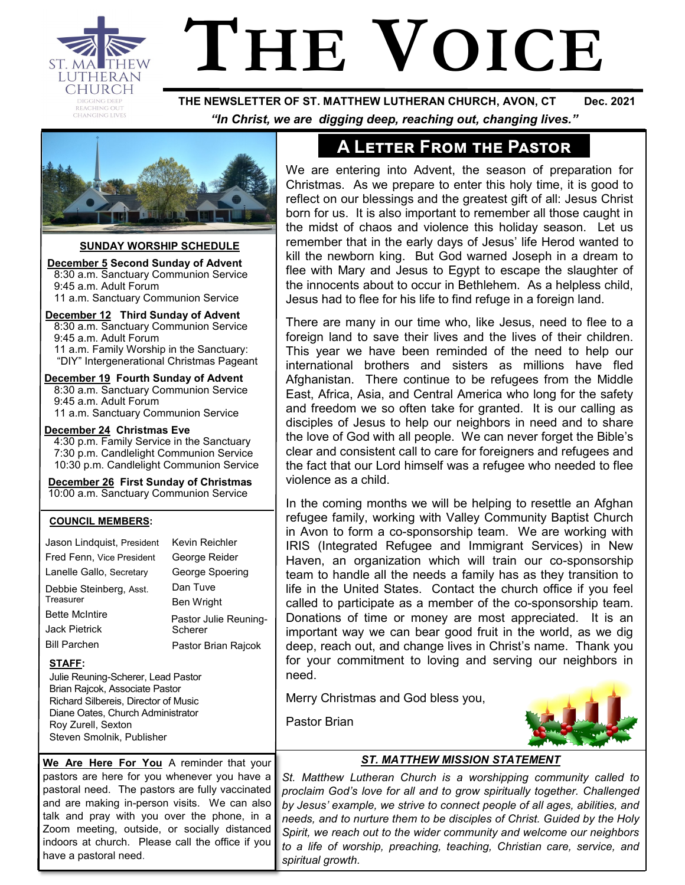# THE VOICE

**THE NEWSLETTER OF ST. MATTHEW LUTHERAN CHURCH, AVON, CT** **Dec. 2021**

*"In Christ, we are digging deep, reaching out, changing lives."*

## SUNDAY WORSHIP SCHEDULE

**December 5 Second Sunday of Advent**
8:30 a.m. Sanctuary Communion Service
9:45 a.m. Adult Forum
11 a.m. Sanctuary Communion Service

**December 12 Third Sunday of Advent**
8:30 a.m. Sanctuary Communion Service
9:45 a.m. Adult Forum
11 a.m. Family Worship in the Sanctuary: "DIY" Intergenerational Christmas Pageant

**December 19 Fourth Sunday of Advent**
8:30 a.m. Sanctuary Communion Service
9:45 a.m. Adult Forum
11 a.m. Sanctuary Communion Service

**December 24 Christmas Eve**
4:30 p.m. Family Service in the Sanctuary
7:30 p.m. Candlelight Communion Service
10:30 p.m. Candlelight Communion Service

**December 26 First Sunday of Christmas**
10:00 a.m. Sanctuary Communion Service

**COUNCIL MEMBERS:**

| | |
|---|---|
| Jason Lindquist, President | Kevin Reichler |
| Fred Fenn, Vice President | George Reider |
| Lanelle Gallo, Secretary | George Spoering |
| Debbie Steinberg, Asst. Treasurer | Dan Tuve |
| | Ben Wright |
| Bette McIntire | Pastor Julie Reuning-Scherer |
| Jack Pietrick | |
| Bill Parchen | Pastor Brian Rajcok |

**STAFF:**
Julie Reuning-Scherer, Lead Pastor
Brian Rajcok, Associate Pastor
Richard Silbereis, Director of Music
Diane Oates, Church Administrator
Roy Zurell, Sexton
Steven Smolnik, Publisher

**We Are Here For You** A reminder that your pastors are here for you whenever you have a pastoral need. The pastors are fully vaccinated and are making in-person visits. We can also talk and pray with you over the phone, in a Zoom meeting, outside, or socially distanced indoors at church. Please call the office if you have a pastoral need.

## A Letter From the Pastor

We are entering into Advent, the season of preparation for Christmas. As we prepare to enter this holy time, it is good to reflect on our blessings and the greatest gift of all: Jesus Christ born for us. It is also important to remember all those caught in the midst of chaos and violence this holiday season. Let us remember that in the early days of Jesus' life Herod wanted to kill the newborn king. But God warned Joseph in a dream to flee with Mary and Jesus to Egypt to escape the slaughter of the innocents about to occur in Bethlehem. As a helpless child, Jesus had to flee for his life to find refuge in a foreign land.

There are many in our time who, like Jesus, need to flee to a foreign land to save their lives and the lives of their children. This year we have been reminded of the need to help our international brothers and sisters as millions have fled Afghanistan. There continue to be refugees from the Middle East, Africa, Asia, and Central America who long for the safety and freedom we so often take for granted. It is our calling as disciples of Jesus to help our neighbors in need and to share the love of God with all people. We can never forget the Bible's clear and consistent call to care for foreigners and refugees and the fact that our Lord himself was a refugee who needed to flee violence as a child.

In the coming months we will be helping to resettle an Afghan refugee family, working with Valley Community Baptist Church in Avon to form a co-sponsorship team. We are working with IRIS (Integrated Refugee and Immigrant Services) in New Haven, an organization which will train our co-sponsorship team to handle all the needs a family has as they transition to life in the United States. Contact the church office if you feel called to participate as a member of the co-sponsorship team. Donations of time or money are most appreciated. It is an important way we can bear good fruit in the world, as we dig deep, reach out, and change lives in Christ's name. Thank you for your commitment to loving and serving our neighbors in need.

Merry Christmas and God bless you,

Pastor Brian

### *ST. MATTHEW MISSION STATEMENT*

*St. Matthew Lutheran Church is a worshipping community called to proclaim God's love for all and to grow spiritually together. Challenged by Jesus' example, we strive to connect people of all ages, abilities, and needs, and to nurture them to be disciples of Christ. Guided by the Holy Spirit, we reach out to the wider community and welcome our neighbors to a life of worship, preaching, teaching, Christian care, service, and spiritual growth.*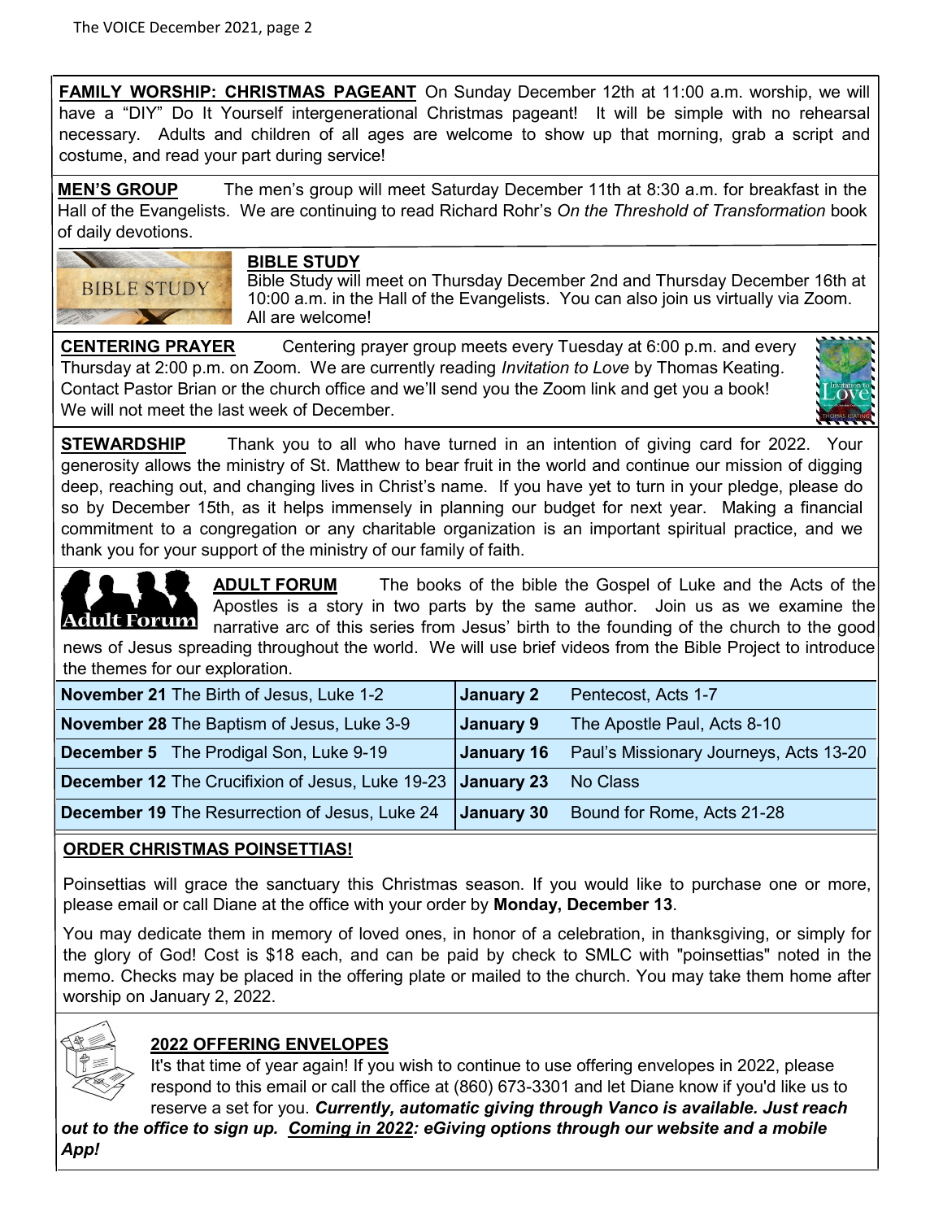**FAMILY WORSHIP: CHRISTMAS PAGEANT** On Sunday December 12th at 11:00 a.m. worship, we will have a "DIY" Do It Yourself intergenerational Christmas pageant! It will be simple with no rehearsal necessary. Adults and children of all ages are welcome to show up that morning, grab a script and costume, and read your part during service!

**MEN'S GROUP** The men's group will meet Saturday December 11th at 8:30 a.m. for breakfast in the Hall of the Evangelists. We are continuing to read Richard Rohr's *On the Threshold of Transformation* book of daily devotions.

**BIBLE STUDY**
Bible Study will meet on Thursday December 2nd and Thursday December 16th at 10:00 a.m. in the Hall of the Evangelists. You can also join us virtually via Zoom. All are welcome!

**CENTERING PRAYER** Centering prayer group meets every Tuesday at 6:00 p.m. and every Thursday at 2:00 p.m. on Zoom. We are currently reading *Invitation to Love* by Thomas Keating. Contact Pastor Brian or the church office and we'll send you the Zoom link and get you a book! We will not meet the last week of December.

**STEWARDSHIP** Thank you to all who have turned in an intention of giving card for 2022. Your generosity allows the ministry of St. Matthew to bear fruit in the world and continue our mission of digging deep, reaching out, and changing lives in Christ's name. If you have yet to turn in your pledge, please do so by December 15th, as it helps immensely in planning our budget for next year. Making a financial commitment to a congregation or any charitable organization is an important spiritual practice, and we thank you for your support of the ministry of our family of faith.

**ADULT FORUM** The books of the bible the Gospel of Luke and the Acts of the Apostles is a story in two parts by the same author. Join us as we examine the narrative arc of this series from Jesus' birth to the founding of the church to the good news of Jesus spreading throughout the world. We will use brief videos from the Bible Project to introduce the themes for our exploration.

| | | | |
|---|---|---|---|
| **November 21** The Birth of Jesus, Luke 1-2 | | **January 2** | Pentecost, Acts 1-7 |
| **November 28** The Baptism of Jesus, Luke 3-9 | | **January 9** | The Apostle Paul, Acts 8-10 |
| **December 5** The Prodigal Son, Luke 9-19 | | **January 16** | Paul's Missionary Journeys, Acts 13-20 |
| **December 12** The Crucifixion of Jesus, Luke 19-23 | | **January 23** | No Class |
| **December 19** The Resurrection of Jesus, Luke 24 | | **January 30** | Bound for Rome, Acts 21-28 |

**ORDER CHRISTMAS POINSETTIAS!**

Poinsettias will grace the sanctuary this Christmas season. If you would like to purchase one or more, please email or call Diane at the office with your order by **Monday, December 13**.

You may dedicate them in memory of loved ones, in honor of a celebration, in thanksgiving, or simply for the glory of God! Cost is $18 each, and can be paid by check to SMLC with "poinsettias" noted in the memo. Checks may be placed in the offering plate or mailed to the church. You may take them home after worship on January 2, 2022.

**2022 OFFERING ENVELOPES**

It's that time of year again! If you wish to continue to use offering envelopes in 2022, please respond to this email or call the office at (860) 673-3301 and let Diane know if you'd like us to reserve a set for you. ***Currently, automatic giving through Vanco is available. Just reach out to the office to sign up. Coming in 2022: eGiving options through our website and a mobile App!***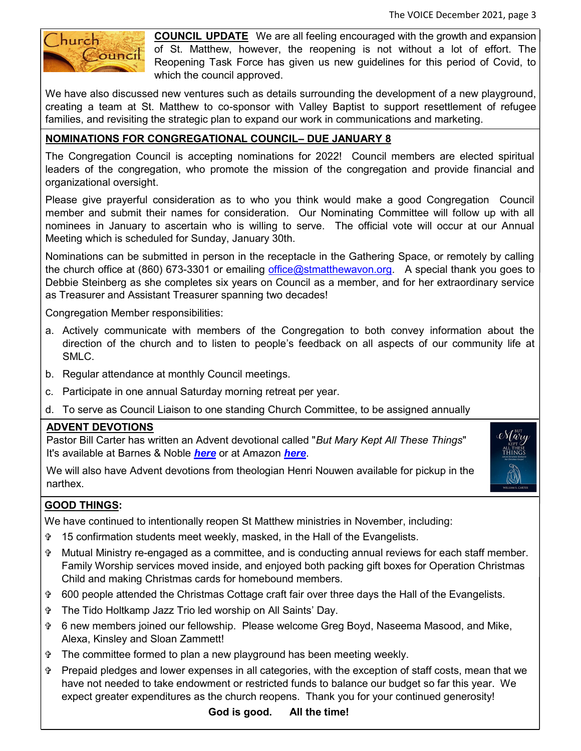**COUNCIL UPDATE** We are all feeling encouraged with the growth and expansion of St. Matthew, however, the reopening is not without a lot of effort. The Reopening Task Force has given us new guidelines for this period of Covid, to which the council approved.

We have also discussed new ventures such as details surrounding the development of a new playground, creating a team at St. Matthew to co-sponsor with Valley Baptist to support resettlement of refugee families, and revisiting the strategic plan to expand our work in communications and marketing.

## NOMINATIONS FOR CONGREGATIONAL COUNCIL– DUE JANUARY 8

The Congregation Council is accepting nominations for 2022! Council members are elected spiritual leaders of the congregation, who promote the mission of the congregation and provide financial and organizational oversight.

Please give prayerful consideration as to who you think would make a good Congregation Council member and submit their names for consideration. Our Nominating Committee will follow up with all nominees in January to ascertain who is willing to serve. The official vote will occur at our Annual Meeting which is scheduled for Sunday, January 30th.

Nominations can be submitted in person in the receptacle in the Gathering Space, or remotely by calling the church office at (860) 673-3301 or emailing office@stmatthewavon.org. A special thank you goes to Debbie Steinberg as she completes six years on Council as a member, and for her extraordinary service as Treasurer and Assistant Treasurer spanning two decades!

Congregation Member responsibilities:

a. Actively communicate with members of the Congregation to both convey information about the direction of the church and to listen to people's feedback on all aspects of our community life at SMLC.
b. Regular attendance at monthly Council meetings.
c. Participate in one annual Saturday morning retreat per year.
d. To serve as Council Liaison to one standing Church Committee, to be assigned annually

## ADVENT DEVOTIONS

Pastor Bill Carter has written an Advent devotional called "*But Mary Kept All These Things*" It's available at Barnes & Noble ***here*** or at Amazon ***here***.

We will also have Advent devotions from theologian Henri Nouwen available for pickup in the narthex.

## GOOD THINGS:

We have continued to intentionally reopen St Matthew ministries in November, including:

- 15 confirmation students meet weekly, masked, in the Hall of the Evangelists.
- Mutual Ministry re-engaged as a committee, and is conducting annual reviews for each staff member. Family Worship services moved inside, and enjoyed both packing gift boxes for Operation Christmas Child and making Christmas cards for homebound members.
- 600 people attended the Christmas Cottage craft fair over three days the Hall of the Evangelists.
- The Tido Holtkamp Jazz Trio led worship on All Saints' Day.
- 6 new members joined our fellowship. Please welcome Greg Boyd, Naseema Masood, and Mike, Alexa, Kinsley and Sloan Zammett!
- The committee formed to plan a new playground has been meeting weekly.
- Prepaid pledges and lower expenses in all categories, with the exception of staff costs, mean that we have not needed to take endowment or restricted funds to balance our budget so far this year. We expect greater expenditures as the church reopens. Thank you for your continued generosity!

**God is good. All the time!**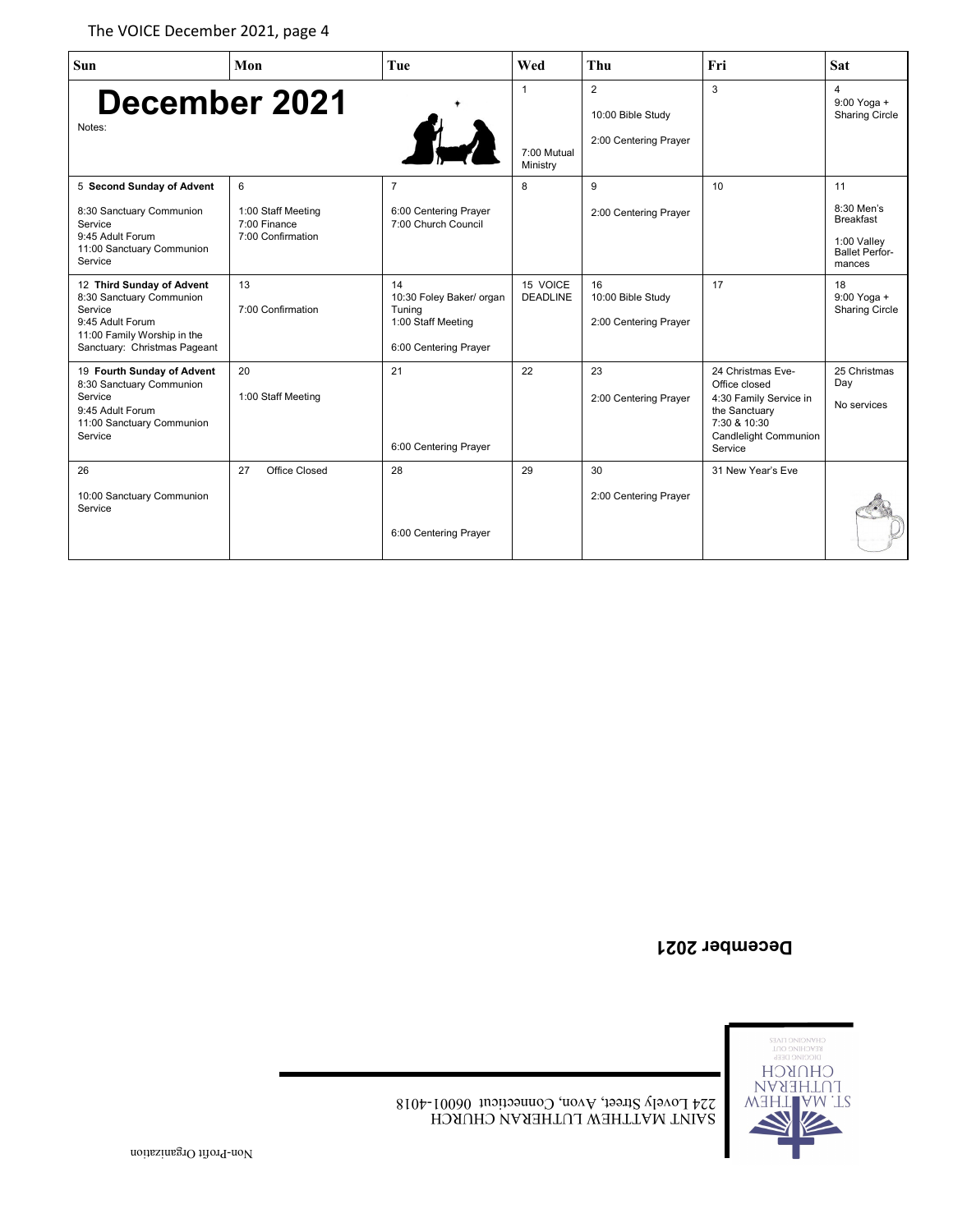| Sun | Mon | Tue | Wed | Thu | Fri | Sat |
|---|---|---|---|---|---|---|
| **December 2021** Notes: | | | 1<br><br>7:00 Mutual Ministry | 2<br>10:00 Bible Study<br>2:00 Centering Prayer | 3 | 4<br>9:00 Yoga + Sharing Circle |
| 5 **Second Sunday of Advent**<br>8:30 Sanctuary Communion Service<br>9:45 Adult Forum<br>11:00 Sanctuary Communion Service | 6<br>1:00 Staff Meeting<br>7:00 Finance<br>7:00 Confirmation | 7<br>6:00 Centering Prayer<br>7:00 Church Council | 8 | 9<br>2:00 Centering Prayer | 10 | 11<br>8:30 Men's Breakfast<br>1:00 Valley Ballet Performances |
| 12 **Third Sunday of Advent**<br>8:30 Sanctuary Communion Service<br>9:45 Adult Forum<br>11:00 Family Worship in the Sanctuary: Christmas Pageant | 13<br>7:00 Confirmation | 14<br>10:30 Foley Baker/ organ Tuning<br>1:00 Staff Meeting<br>6:00 Centering Prayer | 15 VOICE DEADLINE | 16<br>10:00 Bible Study<br>2:00 Centering Prayer | 17 | 18<br>9:00 Yoga + Sharing Circle |
| 19 **Fourth Sunday of Advent**<br>8:30 Sanctuary Communion Service<br>9:45 Adult Forum<br>11:00 Sanctuary Communion Service | 20<br>1:00 Staff Meeting | 21<br><br>6:00 Centering Prayer | 22 | 23<br>2:00 Centering Prayer | 24 Christmas Eve- Office closed<br>4:30 Family Service in the Sanctuary<br>7:30 & 10:30 Candlelight Communion Service | 25 Christmas Day<br>No services |
| 26<br>10:00 Sanctuary Communion Service | 27 Office Closed | 28<br><br>6:00 Centering Prayer | 29 | 30<br>2:00 Centering Prayer | 31 New Year's Eve | |

**December 2021**

ST. MATTHEW LUTHERAN CHURCH
DIGGING DEEP
REACHING OUT
CHANGING LIVES

SAINT MATTHEW LUTHERAN CHURCH
224 Lovely Street, Avon, Connecticut 06001-4018

Non-Profit Organization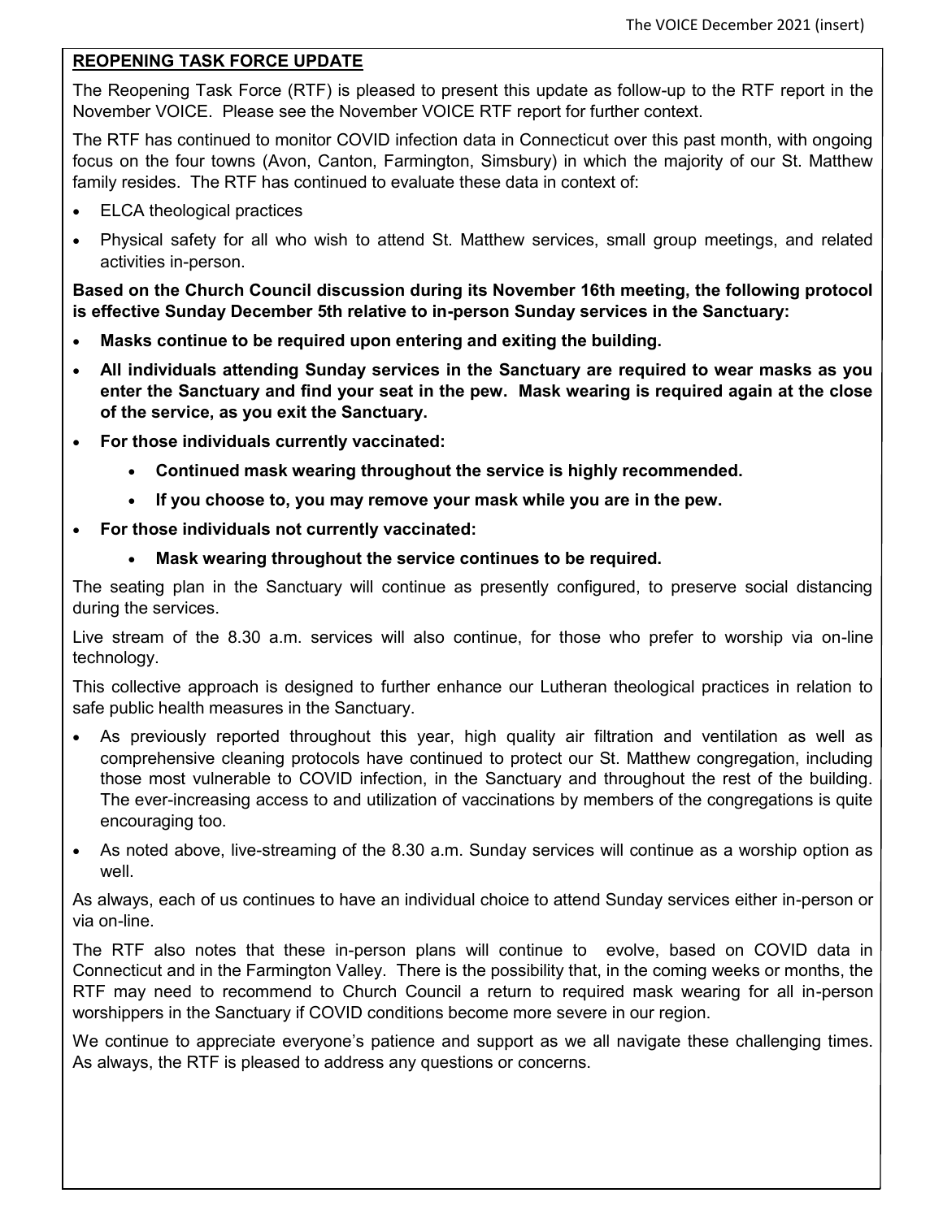## REOPENING TASK FORCE UPDATE

The Reopening Task Force (RTF) is pleased to present this update as follow-up to the RTF report in the November VOICE. Please see the November VOICE RTF report for further context.

The RTF has continued to monitor COVID infection data in Connecticut over this past month, with ongoing focus on the four towns (Avon, Canton, Farmington, Simsbury) in which the majority of our St. Matthew family resides. The RTF has continued to evaluate these data in context of:

- ELCA theological practices
- Physical safety for all who wish to attend St. Matthew services, small group meetings, and related activities in-person.

**Based on the Church Council discussion during its November 16th meeting, the following protocol is effective Sunday December 5th relative to in-person Sunday services in the Sanctuary:**

- **Masks continue to be required upon entering and exiting the building.**
- **All individuals attending Sunday services in the Sanctuary are required to wear masks as you enter the Sanctuary and find your seat in the pew. Mask wearing is required again at the close of the service, as you exit the Sanctuary.**
- **For those individuals currently vaccinated:**
  - **Continued mask wearing throughout the service is highly recommended.**
  - **If you choose to, you may remove your mask while you are in the pew.**
- **For those individuals not currently vaccinated:**
  - **Mask wearing throughout the service continues to be required.**

The seating plan in the Sanctuary will continue as presently configured, to preserve social distancing during the services.

Live stream of the 8.30 a.m. services will also continue, for those who prefer to worship via on-line technology.

This collective approach is designed to further enhance our Lutheran theological practices in relation to safe public health measures in the Sanctuary.

- As previously reported throughout this year, high quality air filtration and ventilation as well as comprehensive cleaning protocols have continued to protect our St. Matthew congregation, including those most vulnerable to COVID infection, in the Sanctuary and throughout the rest of the building. The ever-increasing access to and utilization of vaccinations by members of the congregations is quite encouraging too.
- As noted above, live-streaming of the 8.30 a.m. Sunday services will continue as a worship option as well.

As always, each of us continues to have an individual choice to attend Sunday services either in-person or via on-line.

The RTF also notes that these in-person plans will continue to evolve, based on COVID data in Connecticut and in the Farmington Valley. There is the possibility that, in the coming weeks or months, the RTF may need to recommend to Church Council a return to required mask wearing for all in-person worshippers in the Sanctuary if COVID conditions become more severe in our region.

We continue to appreciate everyone's patience and support as we all navigate these challenging times. As always, the RTF is pleased to address any questions or concerns.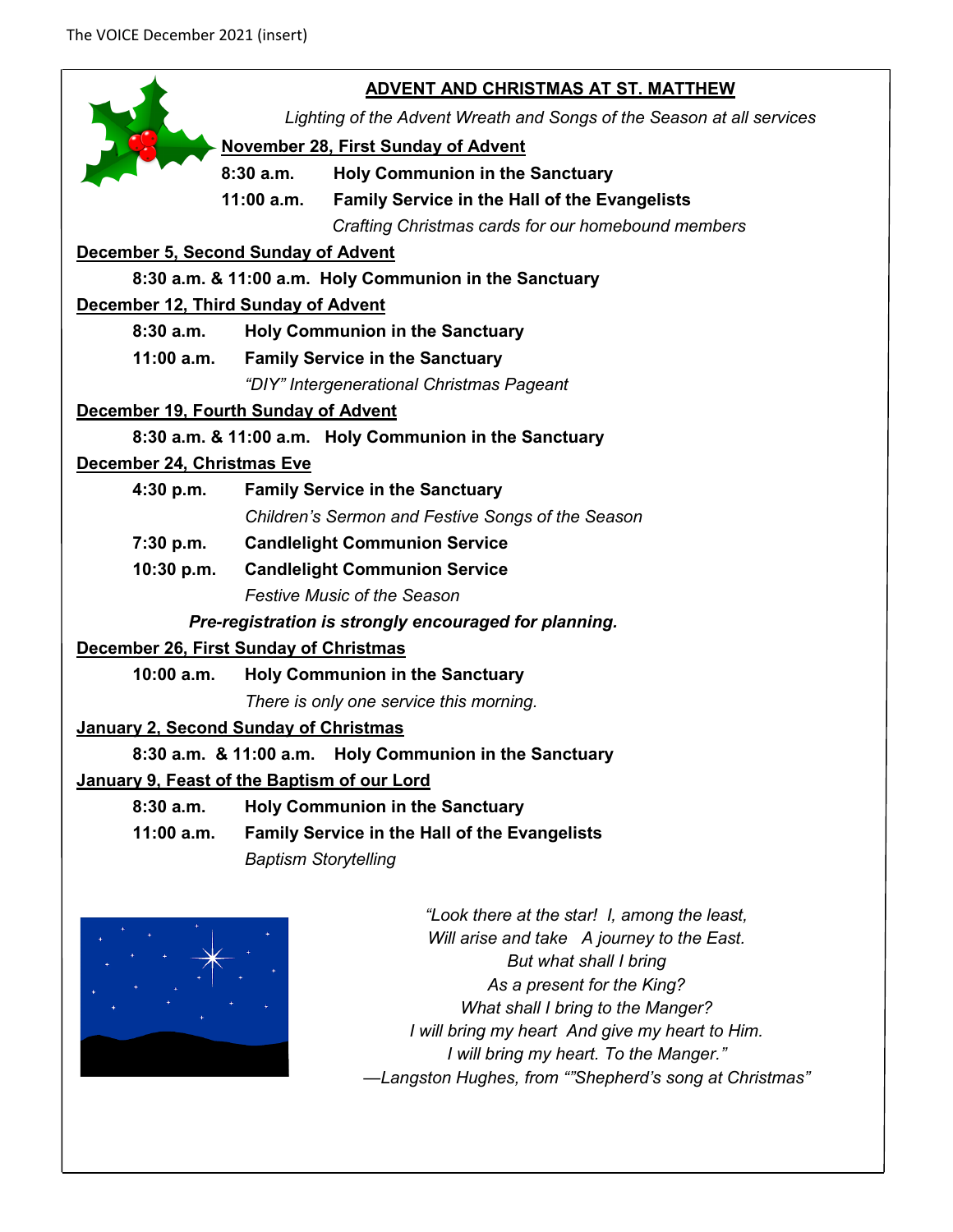## ADVENT AND CHRISTMAS AT ST. MATTHEW

*Lighting of the Advent Wreath and Songs of the Season at all services*

**November 28, First Sunday of Advent**

**8:30 a.m.** **Holy Communion in the Sanctuary**

**11:00 a.m.** **Family Service in the Hall of the Evangelists**

*Crafting Christmas cards for our homebound members*

**December 5, Second Sunday of Advent**

**8:30 a.m. & 11:00 a.m. Holy Communion in the Sanctuary**

**December 12, Third Sunday of Advent**

**8:30 a.m.** **Holy Communion in the Sanctuary**

**11:00 a.m.** **Family Service in the Sanctuary**

*"DIY" Intergenerational Christmas Pageant*

**December 19, Fourth Sunday of Advent**

**8:30 a.m. & 11:00 a.m. Holy Communion in the Sanctuary**

**December 24, Christmas Eve**

**4:30 p.m.** **Family Service in the Sanctuary**

*Children's Sermon and Festive Songs of the Season*

**7:30 p.m.** **Candlelight Communion Service**

**10:30 p.m.** **Candlelight Communion Service**

*Festive Music of the Season*

***Pre-registration is strongly encouraged for planning.***

**December 26, First Sunday of Christmas**

**10:00 a.m.** **Holy Communion in the Sanctuary**

*There is only one service this morning.*

**January 2, Second Sunday of Christmas**

**8:30 a.m. & 11:00 a.m. Holy Communion in the Sanctuary**

**January 9, Feast of the Baptism of our Lord**

**8:30 a.m.** **Holy Communion in the Sanctuary**

**11:00 a.m.** **Family Service in the Hall of the Evangelists**

*Baptism Storytelling*

*"Look there at the star! I, among the least,*
*Will arise and take A journey to the East.*
*But what shall I bring*
*As a present for the King?*
*What shall I bring to the Manger?*
*I will bring my heart And give my heart to Him.*
*I will bring my heart. To the Manger."*
*—Langston Hughes, from ""Shepherd's song at Christmas"*